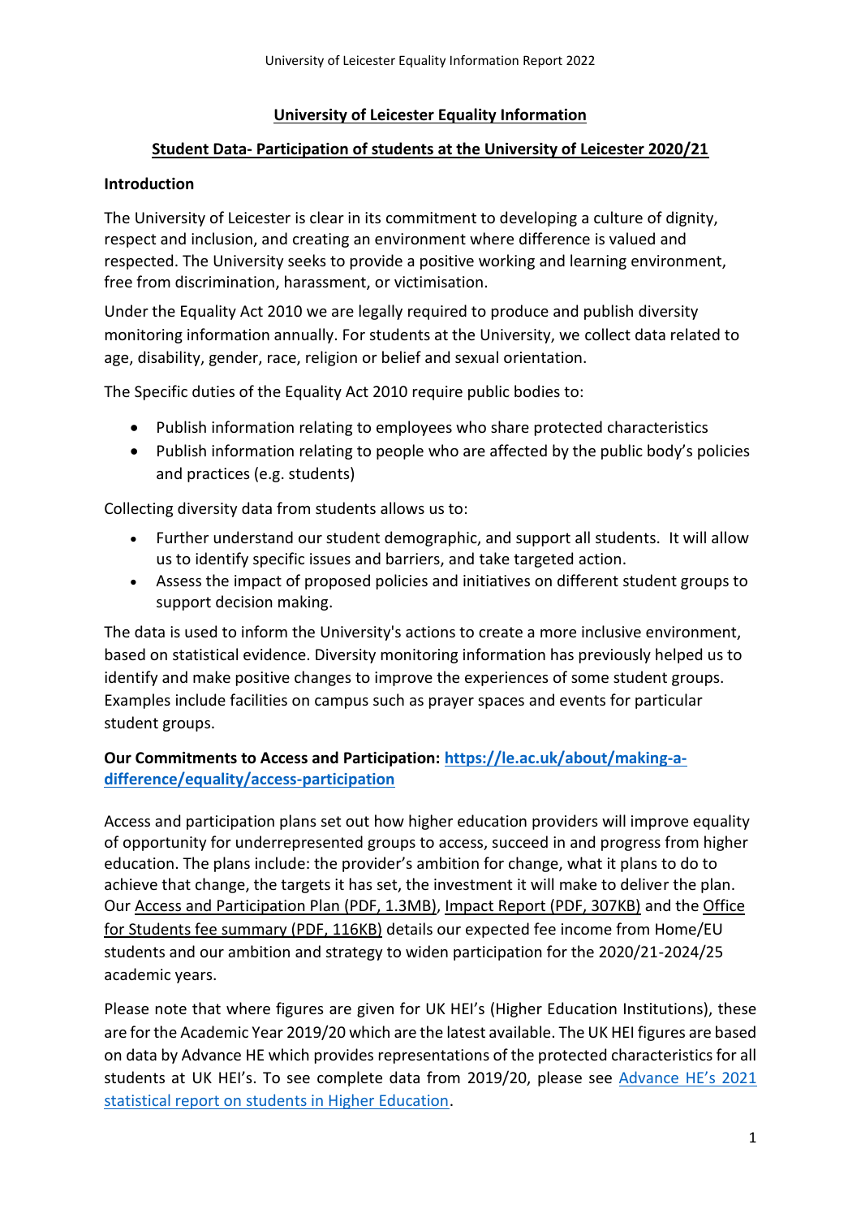# University of Leicester Equality Information

## Student Data- Participation of students at the University of Leicester 2020/21

### Introduction

The University of Leicester is clear in its commitment to developing a culture of dignity, respect and inclusion, and creating an environment where difference is valued and respected. The University seeks to provide a positive working and learning environment, free from discrimination, harassment, or victimisation.

Under the Equality Act 2010 we are legally required to produce and publish diversity monitoring information annually. For students at the University, we collect data related to age, disability, gender, race, religion or belief and sexual orientation.

The Specific duties of the Equality Act 2010 require public bodies to:

- Publish information relating to employees who share protected characteristics
- Publish information relating to people who are affected by the public body's policies and practices (e.g. students)

Collecting diversity data from students allows us to:

- Further understand our student demographic, and support all students. It will allow us to identify specific issues and barriers, and take targeted action.
- Assess the impact of proposed policies and initiatives on different student groups to support decision making.

The data is used to inform the University's actions to create a more inclusive environment, based on statistical evidence. Diversity monitoring information has previously helped us to identify and make positive changes to improve the experiences of some student groups. Examples include facilities on campus such as prayer spaces and events for particular student groups.

**Our Commitments to Access and Participation: [https://le.ac.uk/about/making-a-difference/equality/access-participation](https://le.ac.uk/about/making-a-difference/equality/access-participation)**

Access and participation plans set out how higher education providers will improve equality of opportunity for underrepresented groups to access, succeed in and progress from higher education. The plans include: the provider's ambition for change, what it plans to do to achieve that change, the targets it has set, the investment it will make to deliver the plan. Our Access and Participation Plan (PDF, 1.3MB), Impact Report (PDF, 307KB) and the Office for Students fee summary (PDF, 116KB) details our expected fee income from Home/EU students and our ambition and strategy to widen participation for the 2020/21-2024/25 academic years.

Please note that where figures are given for UK HEI's (Higher Education Institutions), these are for the Academic Year 2019/20 which are the latest available. The UK HEI figures are based on data by Advance HE which provides representations of the protected characteristics for all students at UK HEI's. To see complete data from 2019/20, please see Advance HE's 2021 statistical report on students in Higher Education.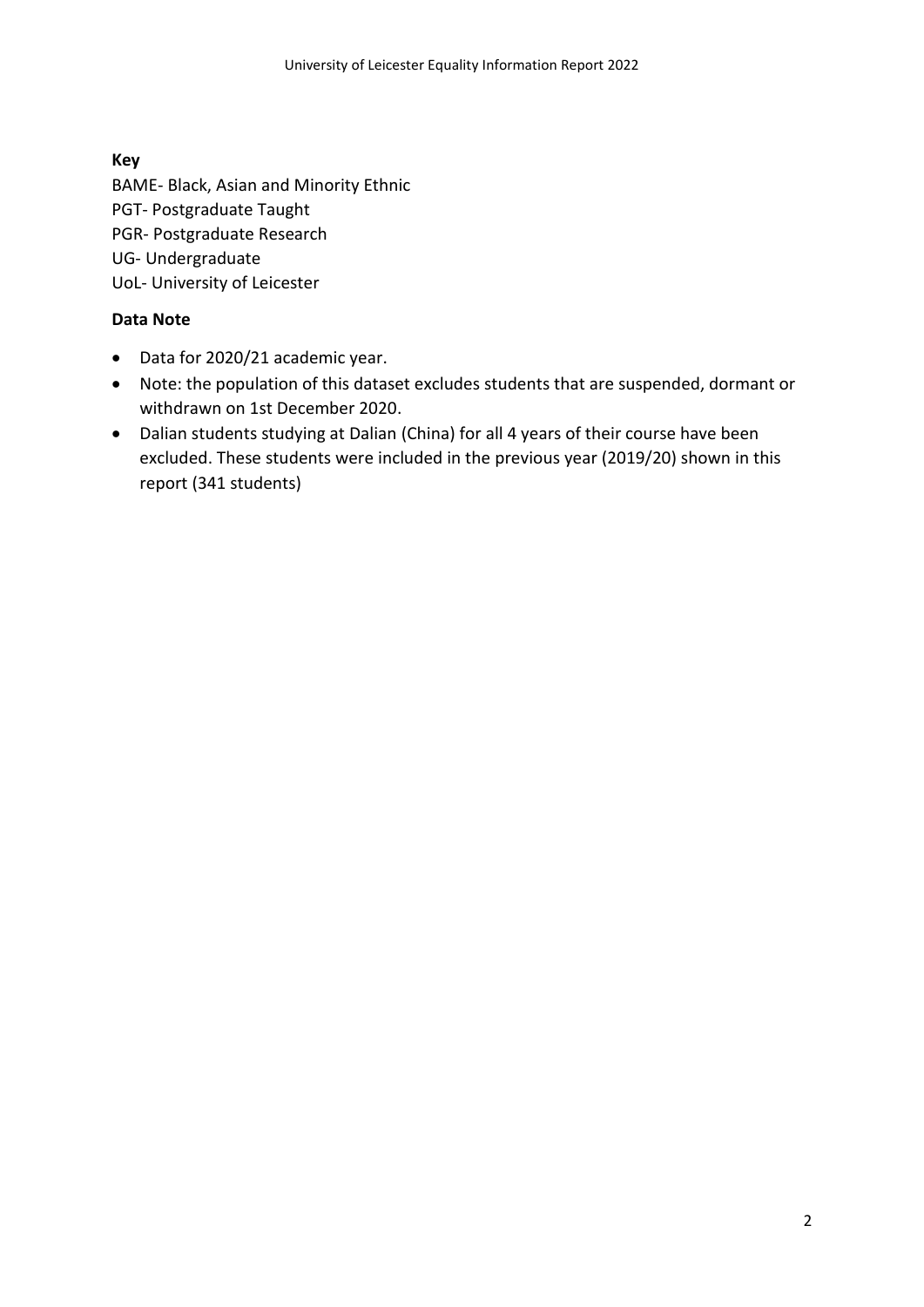**Key**

BAME- Black, Asian and Minority Ethnic
PGT- Postgraduate Taught
PGR- Postgraduate Research
UG- Undergraduate
UoL- University of Leicester

**Data Note**

- Data for 2020/21 academic year.
- Note: the population of this dataset excludes students that are suspended, dormant or withdrawn on 1st December 2020.
- Dalian students studying at Dalian (China) for all 4 years of their course have been excluded. These students were included in the previous year (2019/20) shown in this report (341 students)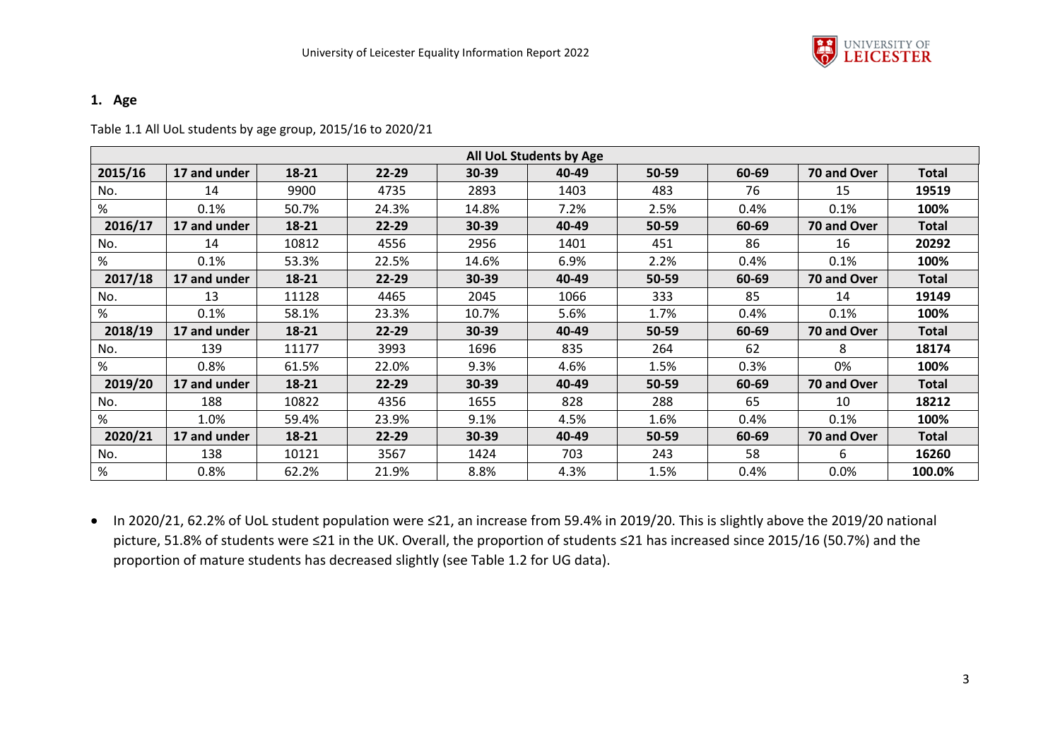## 1. Age

Table 1.1 All UoL students by age group, 2015/16 to 2020/21

| All UoL Students by Age | | | | | | | | | |
|---|---|---|---|---|---|---|---|---|---|
| **2015/16** | **17 and under** | **18-21** | **22-29** | **30-39** | **40-49** | **50-59** | **60-69** | **70 and Over** | **Total** |
| No. | 14 | 9900 | 4735 | 2893 | 1403 | 483 | 76 | 15 | **19519** |
| % | 0.1% | 50.7% | 24.3% | 14.8% | 7.2% | 2.5% | 0.4% | 0.1% | **100%** |
| **2016/17** | **17 and under** | **18-21** | **22-29** | **30-39** | **40-49** | **50-59** | **60-69** | **70 and Over** | **Total** |
| No. | 14 | 10812 | 4556 | 2956 | 1401 | 451 | 86 | 16 | **20292** |
| % | 0.1% | 53.3% | 22.5% | 14.6% | 6.9% | 2.2% | 0.4% | 0.1% | **100%** |
| **2017/18** | **17 and under** | **18-21** | **22-29** | **30-39** | **40-49** | **50-59** | **60-69** | **70 and Over** | **Total** |
| No. | 13 | 11128 | 4465 | 2045 | 1066 | 333 | 85 | 14 | **19149** |
| % | 0.1% | 58.1% | 23.3% | 10.7% | 5.6% | 1.7% | 0.4% | 0.1% | **100%** |
| **2018/19** | **17 and under** | **18-21** | **22-29** | **30-39** | **40-49** | **50-59** | **60-69** | **70 and Over** | **Total** |
| No. | 139 | 11177 | 3993 | 1696 | 835 | 264 | 62 | 8 | **18174** |
| % | 0.8% | 61.5% | 22.0% | 9.3% | 4.6% | 1.5% | 0.3% | 0% | **100%** |
| **2019/20** | **17 and under** | **18-21** | **22-29** | **30-39** | **40-49** | **50-59** | **60-69** | **70 and Over** | **Total** |
| No. | 188 | 10822 | 4356 | 1655 | 828 | 288 | 65 | 10 | **18212** |
| % | 1.0% | 59.4% | 23.9% | 9.1% | 4.5% | 1.6% | 0.4% | 0.1% | **100%** |
| **2020/21** | **17 and under** | **18-21** | **22-29** | **30-39** | **40-49** | **50-59** | **60-69** | **70 and Over** | **Total** |
| No. | 138 | 10121 | 3567 | 1424 | 703 | 243 | 58 | 6 | **16260** |
| % | 0.8% | 62.2% | 21.9% | 8.8% | 4.3% | 1.5% | 0.4% | 0.0% | **100.0%** |

- In 2020/21, 62.2% of UoL student population were ≤21, an increase from 59.4% in 2019/20. This is slightly above the 2019/20 national picture, 51.8% of students were ≤21 in the UK. Overall, the proportion of students ≤21 has increased since 2015/16 (50.7%) and the proportion of mature students has decreased slightly (see Table 1.2 for UG data).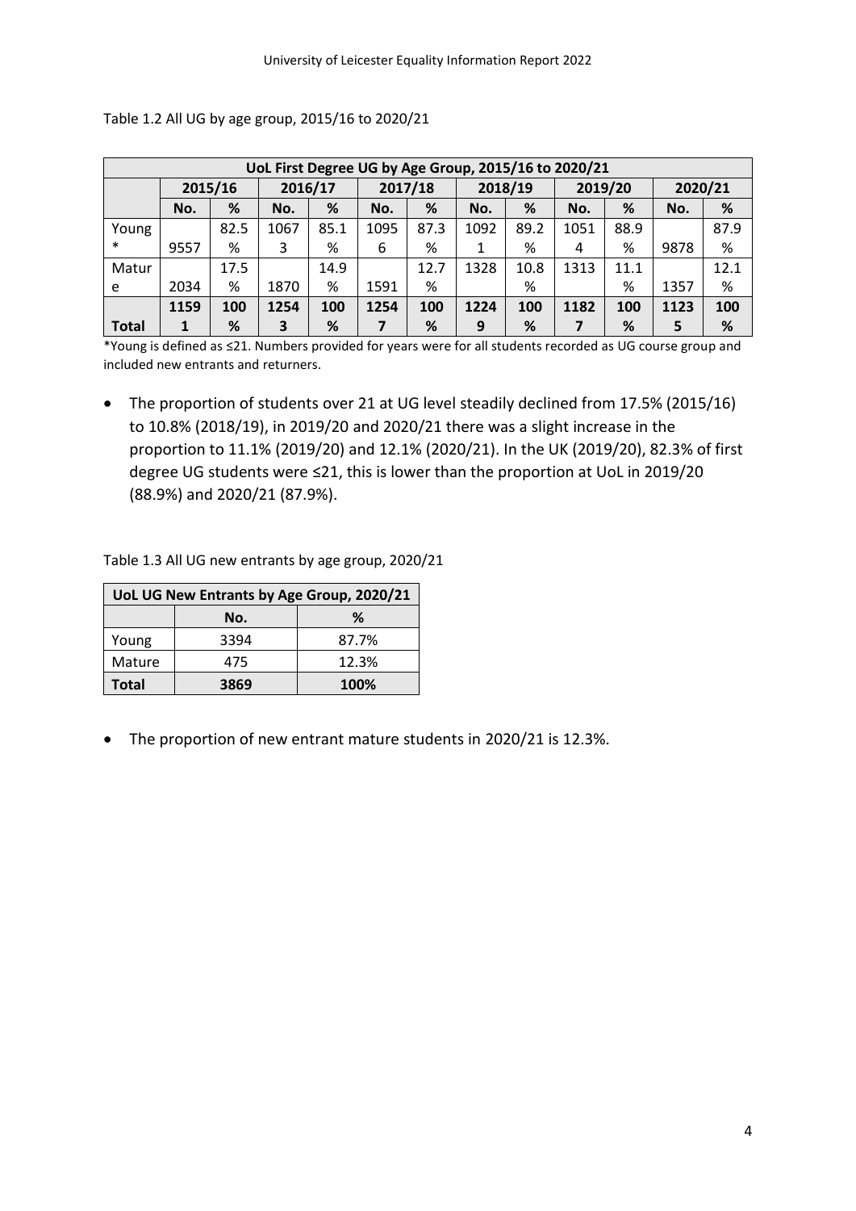Table 1.2 All UG by age group, 2015/16 to 2020/21

| UoL First Degree UG by Age Group, 2015/16 to 2020/21 | | | | | | | | | | | | |
|---|---|---|---|---|---|---|---|---|---|---|---|---|
| | 2015/16 | | 2016/17 | | 2017/18 | | 2018/19 | | 2019/20 | | 2020/21 | |
| | No. | % | No. | % | No. | % | No. | % | No. | % | No. | % |
| Young* | 9557 | 82.5% | 10673 | 85.1% | 10956 | 87.3% | 10921 | 89.2% | 10514 | 88.9% | 9878 | 87.9% |
| Mature | 2034 | 17.5% | 1870 | 14.9% | 1591 | 12.7% | 1328 | 10.8% | 1313 | 11.1% | 1357 | 12.1% |
| **Total** | **11591** | **100%** | **12543** | **100%** | **12547** | **100%** | **12249** | **100%** | **11827** | **100%** | **11235** | **100%** |

*Young is defined as ≤21. Numbers provided for years were for all students recorded as UG course group and included new entrants and returners.

- The proportion of students over 21 at UG level steadily declined from 17.5% (2015/16) to 10.8% (2018/19), in 2019/20 and 2020/21 there was a slight increase in the proportion to 11.1% (2019/20) and 12.1% (2020/21). In the UK (2019/20), 82.3% of first degree UG students were ≤21, this is lower than the proportion at UoL in 2019/20 (88.9%) and 2020/21 (87.9%).

Table 1.3 All UG new entrants by age group, 2020/21

| UoL UG New Entrants by Age Group, 2020/21 | | |
|---|---|---|
| | No. | % |
| Young | 3394 | 87.7% |
| Mature | 475 | 12.3% |
| **Total** | **3869** | **100%** |

- The proportion of new entrant mature students in 2020/21 is 12.3%.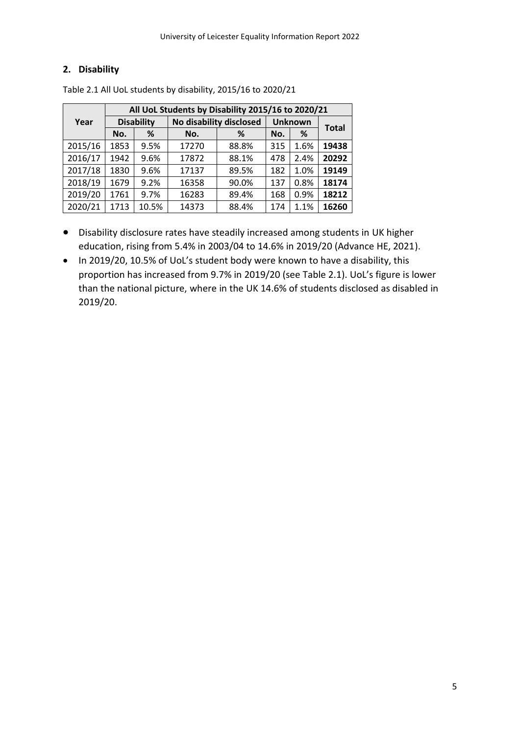## 2. Disability

Table 2.1 All UoL students by disability, 2015/16 to 2020/21

| Year | All UoL Students by Disability 2015/16 to 2020/21 | | | | | | |
|---|---|---|---|---|---|---|---|
| | Disability | | No disability disclosed | | Unknown | | Total |
| | No. | % | No. | % | No. | % | |
| 2015/16 | 1853 | 9.5% | 17270 | 88.8% | 315 | 1.6% | **19438** |
| 2016/17 | 1942 | 9.6% | 17872 | 88.1% | 478 | 2.4% | **20292** |
| 2017/18 | 1830 | 9.6% | 17137 | 89.5% | 182 | 1.0% | **19149** |
| 2018/19 | 1679 | 9.2% | 16358 | 90.0% | 137 | 0.8% | **18174** |
| 2019/20 | 1761 | 9.7% | 16283 | 89.4% | 168 | 0.9% | **18212** |
| 2020/21 | 1713 | 10.5% | 14373 | 88.4% | 174 | 1.1% | **16260** |

- Disability disclosure rates have steadily increased among students in UK higher education, rising from 5.4% in 2003/04 to 14.6% in 2019/20 (Advance HE, 2021).
- In 2019/20, 10.5% of UoL's student body were known to have a disability, this proportion has increased from 9.7% in 2019/20 (see Table 2.1). UoL's figure is lower than the national picture, where in the UK 14.6% of students disclosed as disabled in 2019/20.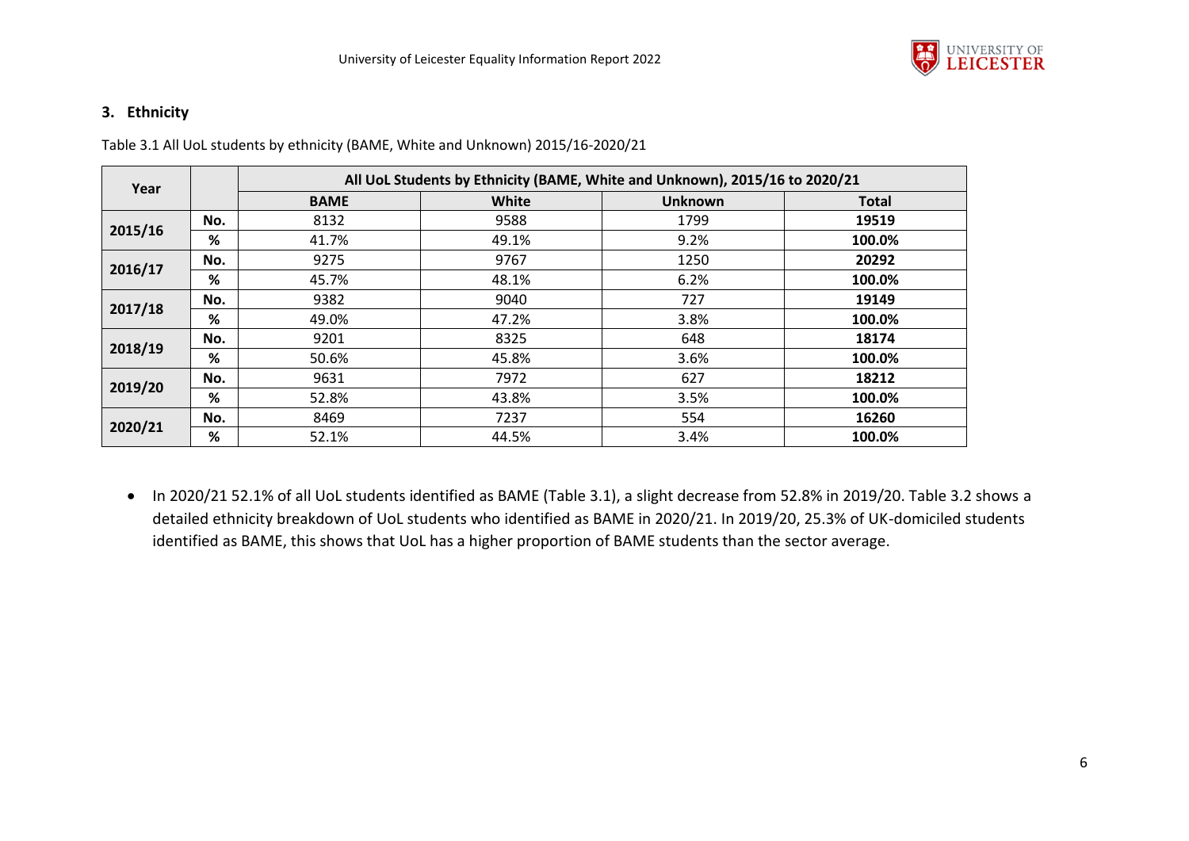## 3. Ethnicity

Table 3.1 All UoL students by ethnicity (BAME, White and Unknown) 2015/16-2020/21

| Year | | All UoL Students by Ethnicity (BAME, White and Unknown), 2015/16 to 2020/21 | | | |
|---|---|---|---|---|---|
| | | **BAME** | **White** | **Unknown** | **Total** |
| **2015/16** | **No.** | 8132 | 9588 | 1799 | **19519** |
| | **%** | 41.7% | 49.1% | 9.2% | **100.0%** |
| **2016/17** | **No.** | 9275 | 9767 | 1250 | **20292** |
| | **%** | 45.7% | 48.1% | 6.2% | **100.0%** |
| **2017/18** | **No.** | 9382 | 9040 | 727 | **19149** |
| | **%** | 49.0% | 47.2% | 3.8% | **100.0%** |
| **2018/19** | **No.** | 9201 | 8325 | 648 | **18174** |
| | **%** | 50.6% | 45.8% | 3.6% | **100.0%** |
| **2019/20** | **No.** | 9631 | 7972 | 627 | **18212** |
| | **%** | 52.8% | 43.8% | 3.5% | **100.0%** |
| **2020/21** | **No.** | 8469 | 7237 | 554 | **16260** |
| | **%** | 52.1% | 44.5% | 3.4% | **100.0%** |

- In 2020/21 52.1% of all UoL students identified as BAME (Table 3.1), a slight decrease from 52.8% in 2019/20. Table 3.2 shows a detailed ethnicity breakdown of UoL students who identified as BAME in 2020/21. In 2019/20, 25.3% of UK-domiciled students identified as BAME, this shows that UoL has a higher proportion of BAME students than the sector average.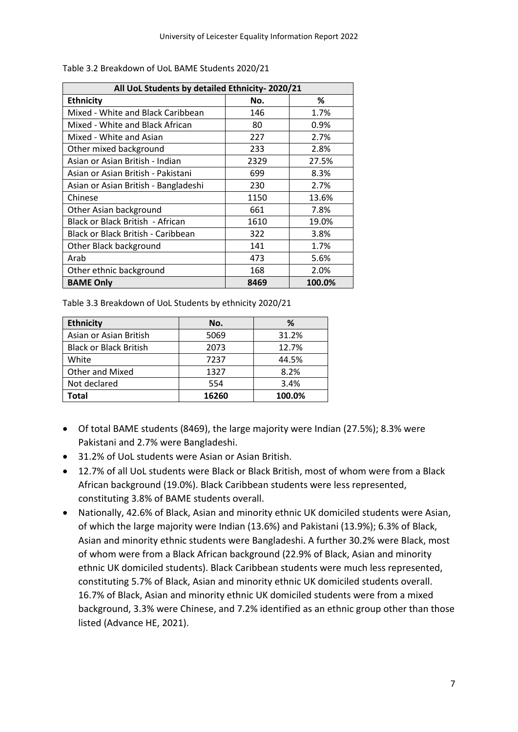Table 3.2 Breakdown of UoL BAME Students 2020/21

| All UoL Students by detailed Ethnicity- 2020/21 | | |
|---|---|---|
| **Ethnicity** | **No.** | **%** |
| Mixed - White and Black Caribbean | 146 | 1.7% |
| Mixed - White and Black African | 80 | 0.9% |
| Mixed - White and Asian | 227 | 2.7% |
| Other mixed background | 233 | 2.8% |
| Asian or Asian British - Indian | 2329 | 27.5% |
| Asian or Asian British - Pakistani | 699 | 8.3% |
| Asian or Asian British - Bangladeshi | 230 | 2.7% |
| Chinese | 1150 | 13.6% |
| Other Asian background | 661 | 7.8% |
| Black or Black British - African | 1610 | 19.0% |
| Black or Black British - Caribbean | 322 | 3.8% |
| Other Black background | 141 | 1.7% |
| Arab | 473 | 5.6% |
| Other ethnic background | 168 | 2.0% |
| **BAME Only** | **8469** | **100.0%** |

Table 3.3 Breakdown of UoL Students by ethnicity 2020/21

| Ethnicity | No. | % |
|---|---|---|
| Asian or Asian British | 5069 | 31.2% |
| Black or Black British | 2073 | 12.7% |
| White | 7237 | 44.5% |
| Other and Mixed | 1327 | 8.2% |
| Not declared | 554 | 3.4% |
| **Total** | **16260** | **100.0%** |

- Of total BAME students (8469), the large majority were Indian (27.5%); 8.3% were Pakistani and 2.7% were Bangladeshi.
- 31.2% of UoL students were Asian or Asian British.
- 12.7% of all UoL students were Black or Black British, most of whom were from a Black African background (19.0%). Black Caribbean students were less represented, constituting 3.8% of BAME students overall.
- Nationally, 42.6% of Black, Asian and minority ethnic UK domiciled students were Asian, of which the large majority were Indian (13.6%) and Pakistani (13.9%); 6.3% of Black, Asian and minority ethnic students were Bangladeshi. A further 30.2% were Black, most of whom were from a Black African background (22.9% of Black, Asian and minority ethnic UK domiciled students). Black Caribbean students were much less represented, constituting 5.7% of Black, Asian and minority ethnic UK domiciled students overall. 16.7% of Black, Asian and minority ethnic UK domiciled students were from a mixed background, 3.3% were Chinese, and 7.2% identified as an ethnic group other than those listed (Advance HE, 2021).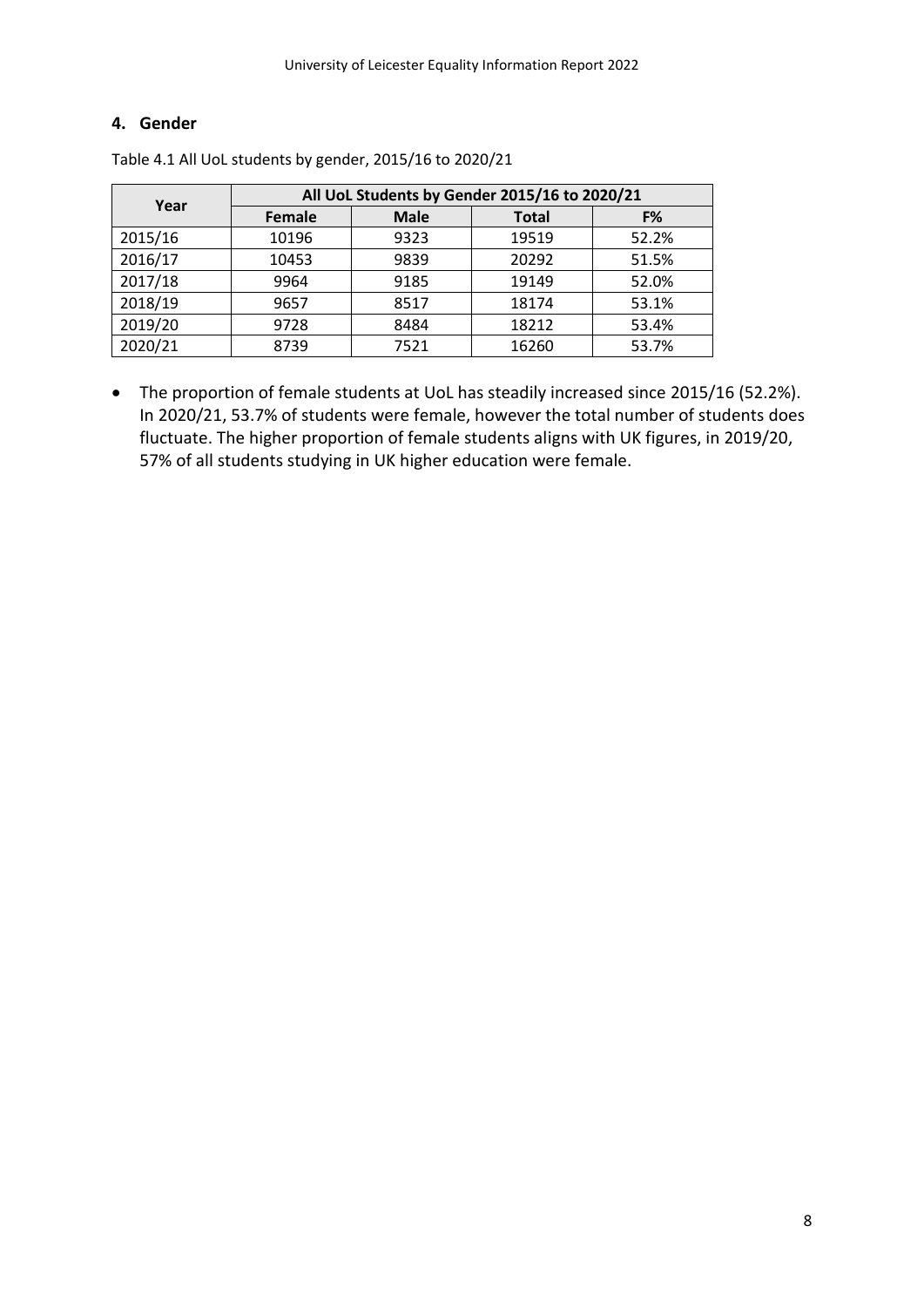## 4. Gender

Table 4.1 All UoL students by gender, 2015/16 to 2020/21

| Year | All UoL Students by Gender 2015/16 to 2020/21 | | | |
|---|---|---|---|---|
| | Female | Male | Total | F% |
| 2015/16 | 10196 | 9323 | 19519 | 52.2% |
| 2016/17 | 10453 | 9839 | 20292 | 51.5% |
| 2017/18 | 9964 | 9185 | 19149 | 52.0% |
| 2018/19 | 9657 | 8517 | 18174 | 53.1% |
| 2019/20 | 9728 | 8484 | 18212 | 53.4% |
| 2020/21 | 8739 | 7521 | 16260 | 53.7% |

- The proportion of female students at UoL has steadily increased since 2015/16 (52.2%). In 2020/21, 53.7% of students were female, however the total number of students does fluctuate. The higher proportion of female students aligns with UK figures, in 2019/20, 57% of all students studying in UK higher education were female.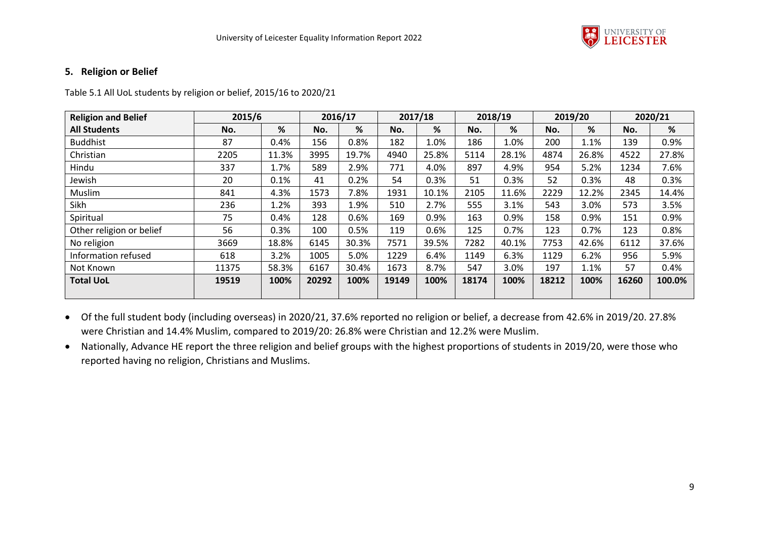## 5. Religion or Belief

Table 5.1 All UoL students by religion or belief, 2015/16 to 2020/21

| **Religion and Belief** | **2015/6** | | **2016/17** | | **2017/18** | | **2018/19** | | **2019/20** | | **2020/21** | |
|---|---|---|---|---|---|---|---|---|---|---|---|---|
| **All Students** | **No.** | **%** | **No.** | **%** | **No.** | **%** | **No.** | **%** | **No.** | **%** | **No.** | **%** |
| Buddhist | 87 | 0.4% | 156 | 0.8% | 182 | 1.0% | 186 | 1.0% | 200 | 1.1% | 139 | 0.9% |
| Christian | 2205 | 11.3% | 3995 | 19.7% | 4940 | 25.8% | 5114 | 28.1% | 4874 | 26.8% | 4522 | 27.8% |
| Hindu | 337 | 1.7% | 589 | 2.9% | 771 | 4.0% | 897 | 4.9% | 954 | 5.2% | 1234 | 7.6% |
| Jewish | 20 | 0.1% | 41 | 0.2% | 54 | 0.3% | 51 | 0.3% | 52 | 0.3% | 48 | 0.3% |
| Muslim | 841 | 4.3% | 1573 | 7.8% | 1931 | 10.1% | 2105 | 11.6% | 2229 | 12.2% | 2345 | 14.4% |
| Sikh | 236 | 1.2% | 393 | 1.9% | 510 | 2.7% | 555 | 3.1% | 543 | 3.0% | 573 | 3.5% |
| Spiritual | 75 | 0.4% | 128 | 0.6% | 169 | 0.9% | 163 | 0.9% | 158 | 0.9% | 151 | 0.9% |
| Other religion or belief | 56 | 0.3% | 100 | 0.5% | 119 | 0.6% | 125 | 0.7% | 123 | 0.7% | 123 | 0.8% |
| No religion | 3669 | 18.8% | 6145 | 30.3% | 7571 | 39.5% | 7282 | 40.1% | 7753 | 42.6% | 6112 | 37.6% |
| Information refused | 618 | 3.2% | 1005 | 5.0% | 1229 | 6.4% | 1149 | 6.3% | 1129 | 6.2% | 956 | 5.9% |
| Not Known | 11375 | 58.3% | 6167 | 30.4% | 1673 | 8.7% | 547 | 3.0% | 197 | 1.1% | 57 | 0.4% |
| **Total UoL** | **19519** | **100%** | **20292** | **100%** | **19149** | **100%** | **18174** | **100%** | **18212** | **100%** | **16260** | **100.0%** |

- Of the full student body (including overseas) in 2020/21, 37.6% reported no religion or belief, a decrease from 42.6% in 2019/20. 27.8% were Christian and 14.4% Muslim, compared to 2019/20: 26.8% were Christian and 12.2% were Muslim.
- Nationally, Advance HE report the three religion and belief groups with the highest proportions of students in 2019/20, were those who reported having no religion, Christians and Muslims.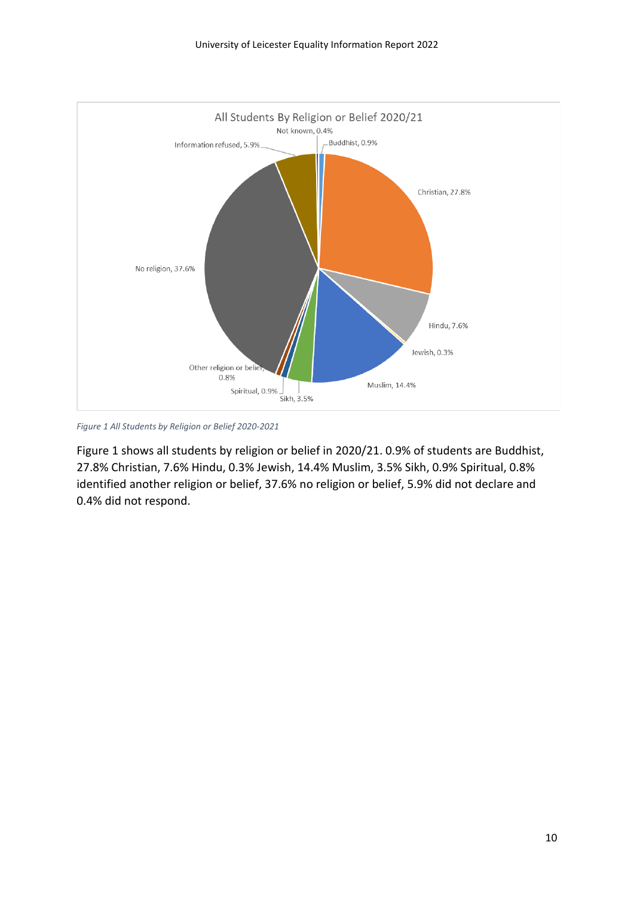*Figure 1 All Students by Religion or Belief 2020-2021*

Figure 1 shows all students by religion or belief in 2020/21. 0.9% of students are Buddhist, 27.8% Christian, 7.6% Hindu, 0.3% Jewish, 14.4% Muslim, 3.5% Sikh, 0.9% Spiritual, 0.8% identified another religion or belief, 37.6% no religion or belief, 5.9% did not declare and 0.4% did not respond.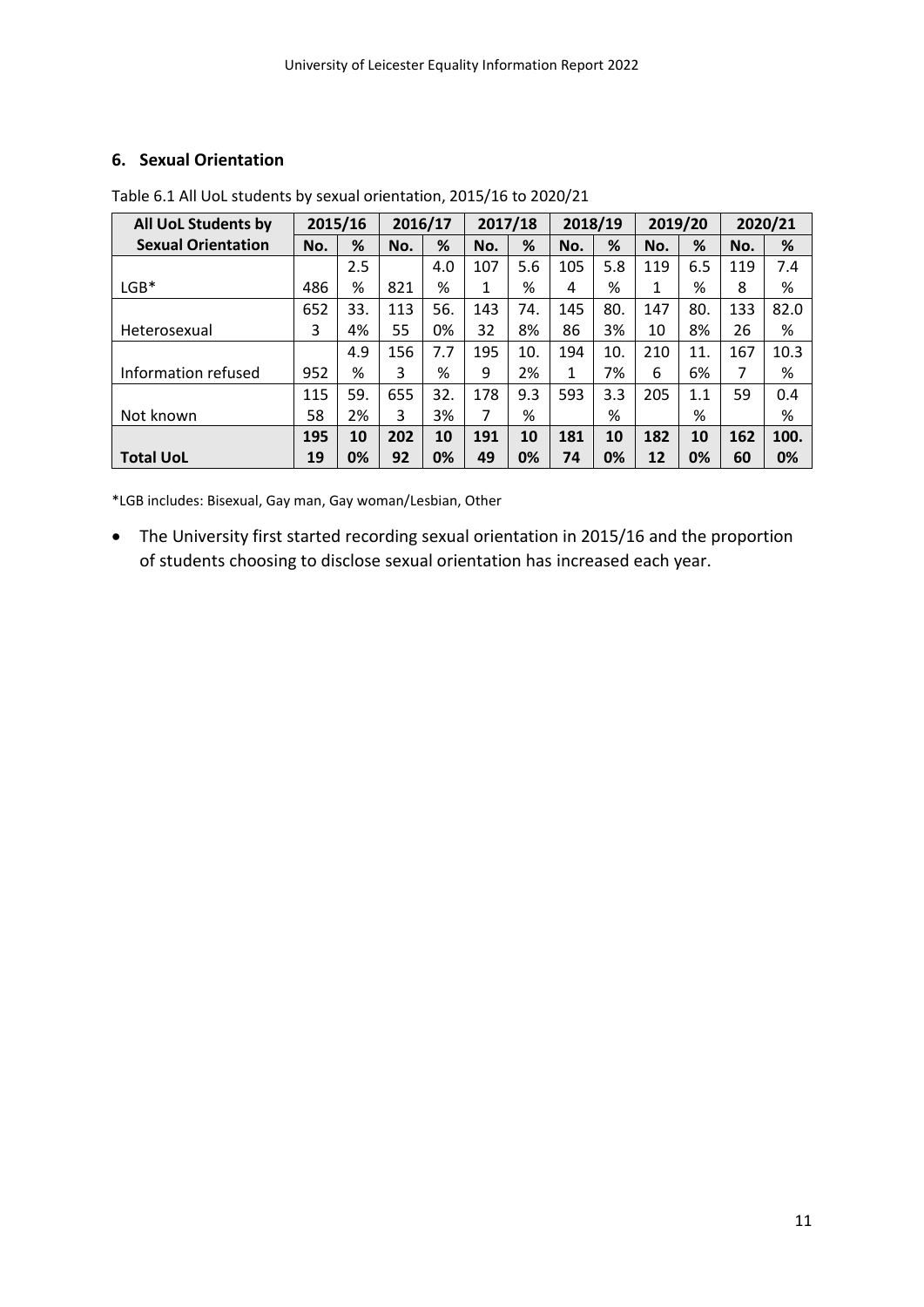## 6. Sexual Orientation

Table 6.1 All UoL students by sexual orientation, 2015/16 to 2020/21

| All UoL Students by Sexual Orientation | 2015/16 | | 2016/17 | | 2017/18 | | 2018/19 | | 2019/20 | | 2020/21 | |
|---|---|---|---|---|---|---|---|---|---|---|---|---|
| | No. | % | No. | % | No. | % | No. | % | No. | % | No. | % |
| LGB* | 486 | 2.5% | 821 | 4.0% | 1071 | 5.6% | 1054 | 5.8% | 1191 | 6.5% | 1198 | 7.4% |
| Heterosexual | 6523 | 33.4% | 11355 | 56.0% | 14332 | 74.8% | 14586 | 80.3% | 14710 | 80.8% | 13326 | 82.0% |
| Information refused | 952 | 4.9% | 1563 | 7.7% | 1959 | 10.2% | 1941 | 10.7% | 2106 | 11.6% | 1677 | 10.3% |
| Not known | 11558 | 59.2% | 6553 | 32.3% | 1787 | 9.3% | 593 | 3.3% | 205 | 1.1% | 59 | 0.4% |
| **Total UoL** | **19519** | **100%** | **20292** | **100%** | **19149** | **100%** | **18174** | **100%** | **18212** | **100%** | **16260** | **100.0%** |

*LGB includes: Bisexual, Gay man, Gay woman/Lesbian, Other

- The University first started recording sexual orientation in 2015/16 and the proportion of students choosing to disclose sexual orientation has increased each year.